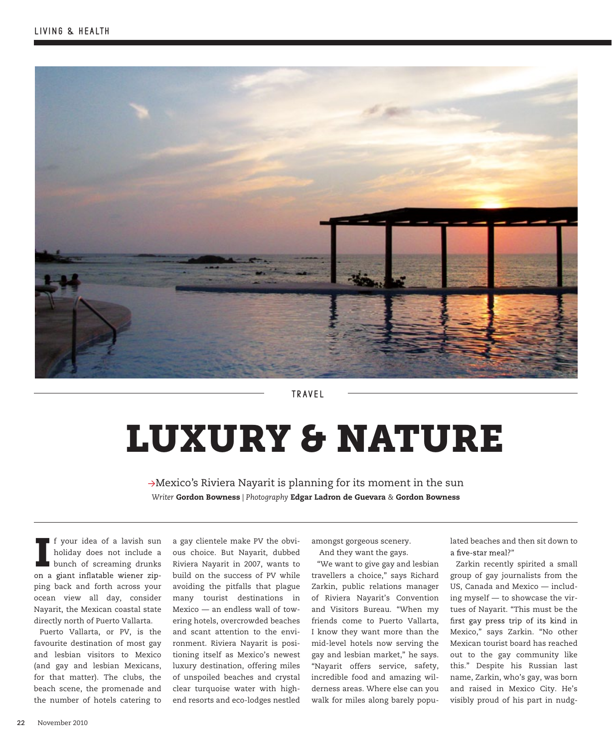TRAVEL

# LUXURY & NATURE

→Mexico's Riviera Nayarit is planning for its moment in the sun

*Writer* **Gordon Bowness** | *Photography* **Edgar Ladron de Guevara** & **Gordon Bowness**

If your idea of a lavish sun holiday does not include a bunch of screaming drunks on a giant inflatable wiener zipping back and forth across your ocean view all day, consider Nayarit, the Mexican coastal state directly north of Puerto Vallarta.

Puerto Vallarta, or PV, is the favourite destination of most gay and lesbian visitors to Mexico (and gay and lesbian Mexicans, for that matter). The clubs, the beach scene, the promenade and the number of hotels catering to a gay clientele make PV the obvious choice. But Nayarit, dubbed Riviera Nayarit in 2007, wants to build on the success of PV while avoiding the pitfalls that plague many tourist destinations in Mexico — an endless wall of towering hotels, overcrowded beaches and scant attention to the environment. Riviera Nayarit is positioning itself as Mexico's newest luxury destination, offering miles of unspoiled beaches and crystal clear turquoise water with high-end resorts and eco-lodges nestled amongst gorgeous scenery.

And they want the gays.

"We want to give gay and lesbian travellers a choice," says Richard Zarkin, public relations manager of Riviera Nayarit's Convention and Visitors Bureau. "When my friends come to Puerto Vallarta, I know they want more than the mid-level hotels now serving the gay and lesbian market," he says. "Nayarit offers service, safety, incredible food and amazing wilderness areas. Where else can you walk for miles along barely populated beaches and then sit down to a five-star meal?"

Zarkin recently spirited a small group of gay journalists from the US, Canada and Mexico — including myself — to showcase the virtues of Nayarit. "This must be the first gay press trip of its kind in Mexico," says Zarkin. "No other Mexican tourist board has reached out to the gay community like this." Despite his Russian last name, Zarkin, who's gay, was born and raised in Mexico City. He's visibly proud of his part in nudg-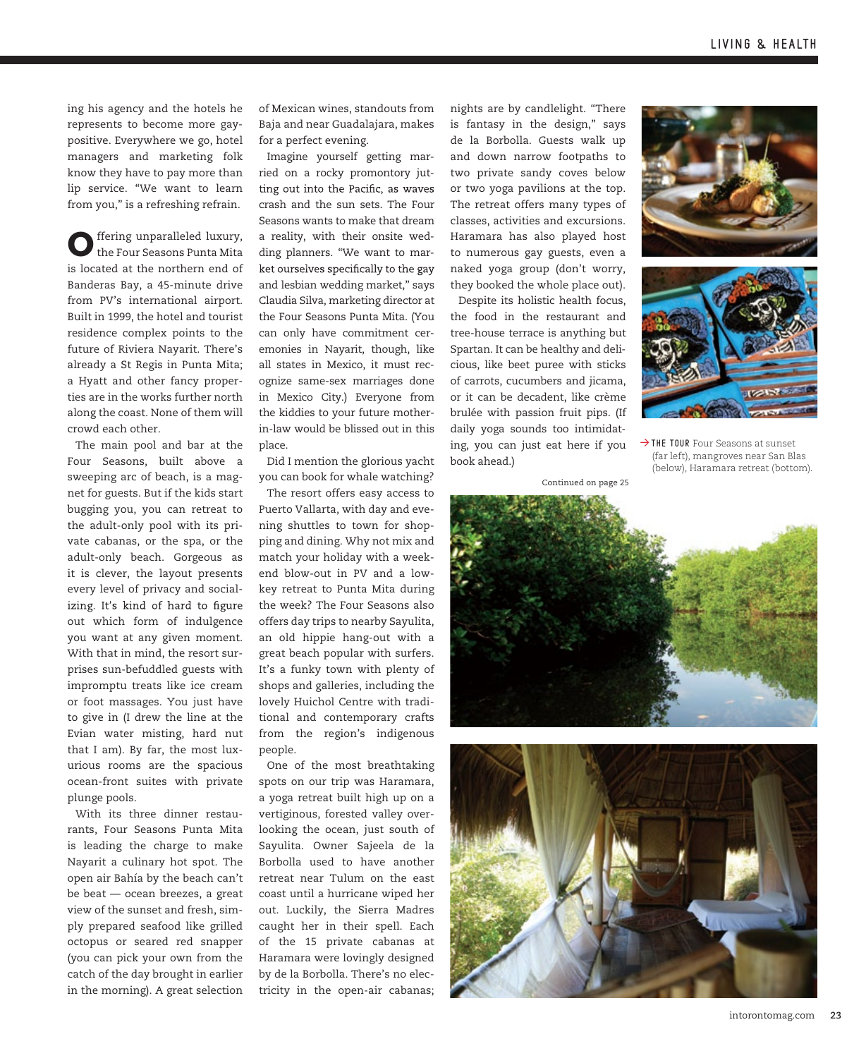ing his agency and the hotels he represents to become more gay-positive. Everywhere we go, hotel managers and marketing folk know they have to pay more than lip service. "We want to learn from you," is a refreshing refrain.

Offering unparalleled luxury, the Four Seasons Punta Mita is located at the northern end of Banderas Bay, a 45-minute drive from PV's international airport. Built in 1999, the hotel and tourist residence complex points to the future of Riviera Nayarit. There's already a St Regis in Punta Mita; a Hyatt and other fancy properties are in the works further north along the coast. None of them will crowd each other.

The main pool and bar at the Four Seasons, built above a sweeping arc of beach, is a magnet for guests. But if the kids start bugging you, you can retreat to the adult-only pool with its private cabanas, or the spa, or the adult-only beach. Gorgeous as it is clever, the layout presents every level of privacy and socializing. It's kind of hard to figure out which form of indulgence you want at any given moment. With that in mind, the resort surprises sun-befuddled guests with impromptu treats like ice cream or foot massages. You just have to give in (I drew the line at the Evian water misting, hard nut that I am). By far, the most luxurious rooms are the spacious ocean-front suites with private plunge pools.

With its three dinner restaurants, Four Seasons Punta Mita is leading the charge to make Nayarit a culinary hot spot. The open air Bahía by the beach can't be beat — ocean breezes, a great view of the sunset and fresh, simply prepared seafood like grilled octopus or seared red snapper (you can pick your own from the catch of the day brought in earlier in the morning). A great selection of Mexican wines, standouts from Baja and near Guadalajara, makes for a perfect evening.

Imagine yourself getting married on a rocky promontory jutting out into the Pacific, as waves crash and the sun sets. The Four Seasons wants to make that dream a reality, with their onsite wedding planners. "We want to market ourselves specifically to the gay and lesbian wedding market," says Claudia Silva, marketing director at the Four Seasons Punta Mita. (You can only have commitment ceremonies in Nayarit, though, like all states in Mexico, it must recognize same-sex marriages done in Mexico City.) Everyone from the kiddies to your future mother-in-law would be blissed out in this place.

Did I mention the glorious yacht you can book for whale watching?

The resort offers easy access to Puerto Vallarta, with day and evening shuttles to town for shopping and dining. Why not mix and match your holiday with a weekend blow-out in PV and a low-key retreat to Punta Mita during the week? The Four Seasons also offers day trips to nearby Sayulita, an old hippie hang-out with a great beach popular with surfers. It's a funky town with plenty of shops and galleries, including the lovely Huichol Centre with traditional and contemporary crafts from the region's indigenous people.

One of the most breathtaking spots on our trip was Haramara, a yoga retreat built high up on a vertiginous, forested valley overlooking the ocean, just south of Sayulita. Owner Sajeela de la Borbolla used to have another retreat near Tulum on the east coast until a hurricane wiped her out. Luckily, the Sierra Madres caught her in their spell. Each of the 15 private cabanas at Haramara were lovingly designed by de la Borbolla. There's no electricity in the open-air cabanas; nights are by candlelight. "There is fantasy in the design," says de la Borbolla. Guests walk up and down narrow footpaths to two private sandy coves below or two yoga pavilions at the top. The retreat offers many types of classes, activities and excursions. Haramara has also played host to numerous gay guests, even a naked yoga group (don't worry, they booked the whole place out).

Despite its holistic health focus, the food in the restaurant and tree-house terrace is anything but Spartan. It can be healthy and delicious, like beet puree with sticks of carrots, cucumbers and jicama, or it can be decadent, like crème brulée with passion fruit pips. (If daily yoga sounds too intimidating, you can just eat here if you book ahead.)

Continued on page 25

→ **THE TOUR** Four Seasons at sunset (far left), mangroves near San Blas (below), Haramara retreat (bottom).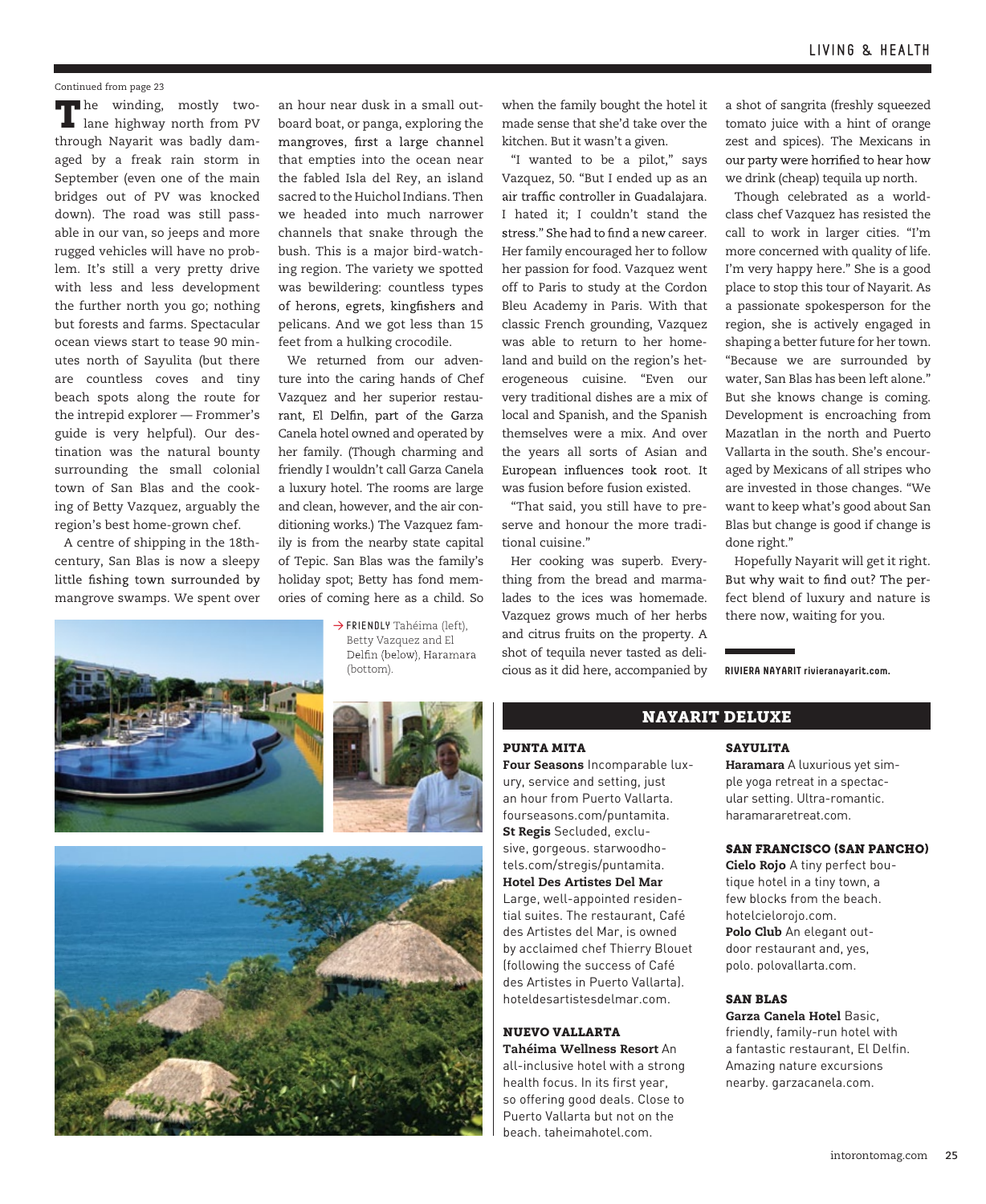Continued from page 23

The winding, mostly two-lane highway north from PV through Nayarit was badly damaged by a freak rain storm in September (even one of the main bridges out of PV was knocked down). The road was still passable in our van, so jeeps and more rugged vehicles will have no problem. It's still a very pretty drive with less and less development the further north you go; nothing but forests and farms. Spectacular ocean views start to tease 90 minutes north of Sayulita (but there are countless coves and tiny beach spots along the route for the intrepid explorer — Frommer's guide is very helpful). Our destination was the natural bounty surrounding the small colonial town of San Blas and the cooking of Betty Vazquez, arguably the region's best home-grown chef.

A centre of shipping in the 18th-century, San Blas is now a sleepy little fishing town surrounded by mangrove swamps. We spent over an hour near dusk in a small outboard boat, or panga, exploring the mangroves, first a large channel that empties into the ocean near the fabled Isla del Rey, an island sacred to the Huichol Indians. Then we headed into much narrower channels that snake through the bush. This is a major bird-watching region. The variety we spotted was bewildering: countless types of herons, egrets, kingfishers and pelicans. And we got less than 15 feet from a hulking crocodile.

We returned from our adventure into the caring hands of Chef Vazquez and her superior restaurant, El Delfin, part of the Garza Canela hotel owned and operated by her family. (Though charming and friendly I wouldn't call Garza Canela a luxury hotel. The rooms are large and clean, however, and the air conditioning works.) The Vazquez family is from the nearby state capital of Tepic. San Blas was the family's holiday spot; Betty has fond memories of coming here as a child. So when the family bought the hotel it made sense that she'd take over the kitchen. But it wasn't a given.

"I wanted to be a pilot," says Vazquez, 50. "But I ended up as an air traffic controller in Guadalajara. I hated it; I couldn't stand the stress." She had to find a new career. Her family encouraged her to follow her passion for food. Vazquez went off to Paris to study at the Cordon Bleu Academy in Paris. With that classic French grounding, Vazquez was able to return to her homeland and build on the region's heterogeneous cuisine. "Even our very traditional dishes are a mix of local and Spanish, and the Spanish themselves were a mix. And over the years all sorts of Asian and European influences took root. It was fusion before fusion existed.

"That said, you still have to preserve and honour the more traditional cuisine."

Her cooking was superb. Everything from the bread and marmalades to the ices was homemade. Vazquez grows much of her herbs and citrus fruits on the property. A shot of tequila never tasted as delicious as it did here, accompanied by a shot of sangrita (freshly squeezed tomato juice with a hint of orange zest and spices). The Mexicans in our party were horrified to hear how we drink (cheap) tequila up north.

Though celebrated as a world-class chef Vazquez has resisted the call to work in larger cities. "I'm more concerned with quality of life. I'm very happy here." She is a good place to stop this tour of Nayarit. As a passionate spokesperson for the region, she is actively engaged in shaping a better future for her town. "Because we are surrounded by water, San Blas has been left alone." But she knows change is coming. Development is encroaching from Mazatlan in the north and Puerto Vallarta in the south. She's encouraged by Mexicans of all stripes who are invested in those changes. "We want to keep what's good about San Blas but change is good if change is done right."

Hopefully Nayarit will get it right. But why wait to find out? The perfect blend of luxury and nature is there now, waiting for you.

**RIVIERA NAYARIT** rivieranayarit.com.

→ **FRIENDLY** Tahéima (left), Betty Vazquez and El Delfin (below), Haramara (bottom).

## NAYARIT DELUXE

### PUNTA MITA

**Four Seasons** Incomparable luxury, service and setting, just an hour from Puerto Vallarta. fourseasons.com/puntamita.

**St Regis** Secluded, exclusive, gorgeous. starwoodhotels.com/stregis/puntamita.

**Hotel Des Artistes Del Mar** Large, well-appointed residential suites. The restaurant, Café des Artistes del Mar, is owned by acclaimed chef Thierry Blouet (following the success of Café des Artistes in Puerto Vallarta). hoteldesartistesdelmar.com.

### NUEVO VALLARTA

**Tahéima Wellness Resort** An all-inclusive hotel with a strong health focus. In its first year, so offering good deals. Close to Puerto Vallarta but not on the beach. taheimahotel.com.

### SAYULITA

**Haramara** A luxurious yet simple yoga retreat in a spectacular setting. Ultra-romantic. haramararetreat.com.

### SAN FRANCISCO (SAN PANCHO)

**Cielo Rojo** A tiny perfect boutique hotel in a tiny town, a few blocks from the beach. hotelcielorojo.com.

**Polo Club** An elegant outdoor restaurant and, yes, polo. polovallarta.com.

### SAN BLAS

**Garza Canela Hotel** Basic, friendly, family-run hotel with a fantastic restaurant, El Delfin. Amazing nature excursions nearby. garzacanela.com.